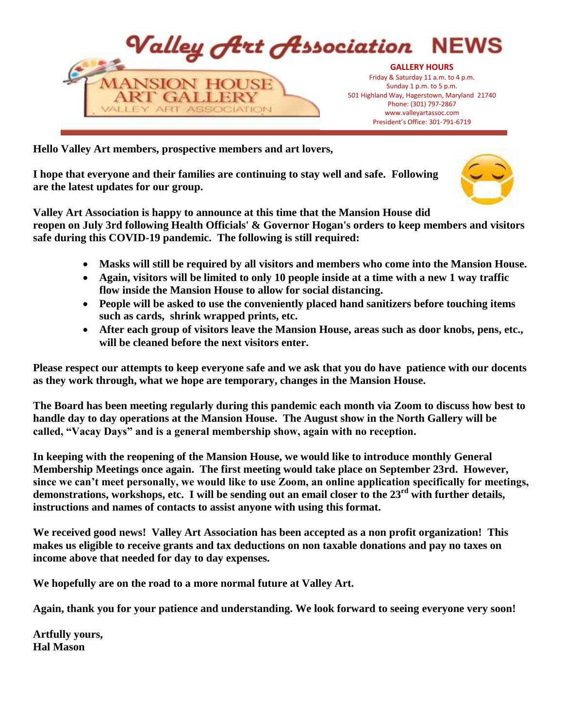# Valley Art Association NEWS

MANSION HOUSE ART GALLERY
VALLEY ART ASSOCIATION

**GALLERY HOURS**
Friday & Saturday 11 a.m. to 4 p.m.
Sunday 1 p.m. to 5 p.m.
501 Highland Way, Hagerstown, Maryland 21740
Phone: (301) 797-2867
www.valleyartassoc.com
President's Office: 301-791-6719

**Hello Valley Art members, prospective members and art lovers,**

**I hope that everyone and their families are continuing to stay well and safe. Following are the latest updates for our group.**

**Valley Art Association is happy to announce at this time that the Mansion House did reopen on July 3rd following Health Officials' & Governor Hogan's orders to keep members and visitors safe during this COVID-19 pandemic. The following is still required:**

- **Masks will still be required by all visitors and members who come into the Mansion House.**
- **Again, visitors will be limited to only 10 people inside at a time with a new 1 way traffic flow inside the Mansion House to allow for social distancing.**
- **People will be asked to use the conveniently placed hand sanitizers before touching items such as cards, shrink wrapped prints, etc.**
- **After each group of visitors leave the Mansion House, areas such as door knobs, pens, etc., will be cleaned before the next visitors enter.**

**Please respect our attempts to keep everyone safe and we ask that you do have patience with our docents as they work through, what we hope are temporary, changes in the Mansion House.**

**The Board has been meeting regularly during this pandemic each month via Zoom to discuss how best to handle day to day operations at the Mansion House. The August show in the North Gallery will be called, "Vacay Days" and is a general membership show, again with no reception.**

**In keeping with the reopening of the Mansion House, we would like to introduce monthly General Membership Meetings once again. The first meeting would take place on September 23rd. However, since we can't meet personally, we would like to use Zoom, an online application specifically for meetings, demonstrations, workshops, etc. I will be sending out an email closer to the 23rd with further details, instructions and names of contacts to assist anyone with using this format.**

**We received good news! Valley Art Association has been accepted as a non profit organization! This makes us eligible to receive grants and tax deductions on non taxable donations and pay no taxes on income above that needed for day to day expenses.**

**We hopefully are on the road to a more normal future at Valley Art.**

**Again, thank you for your patience and understanding. We look forward to seeing everyone very soon!**

**Artfully yours,**
**Hal Mason**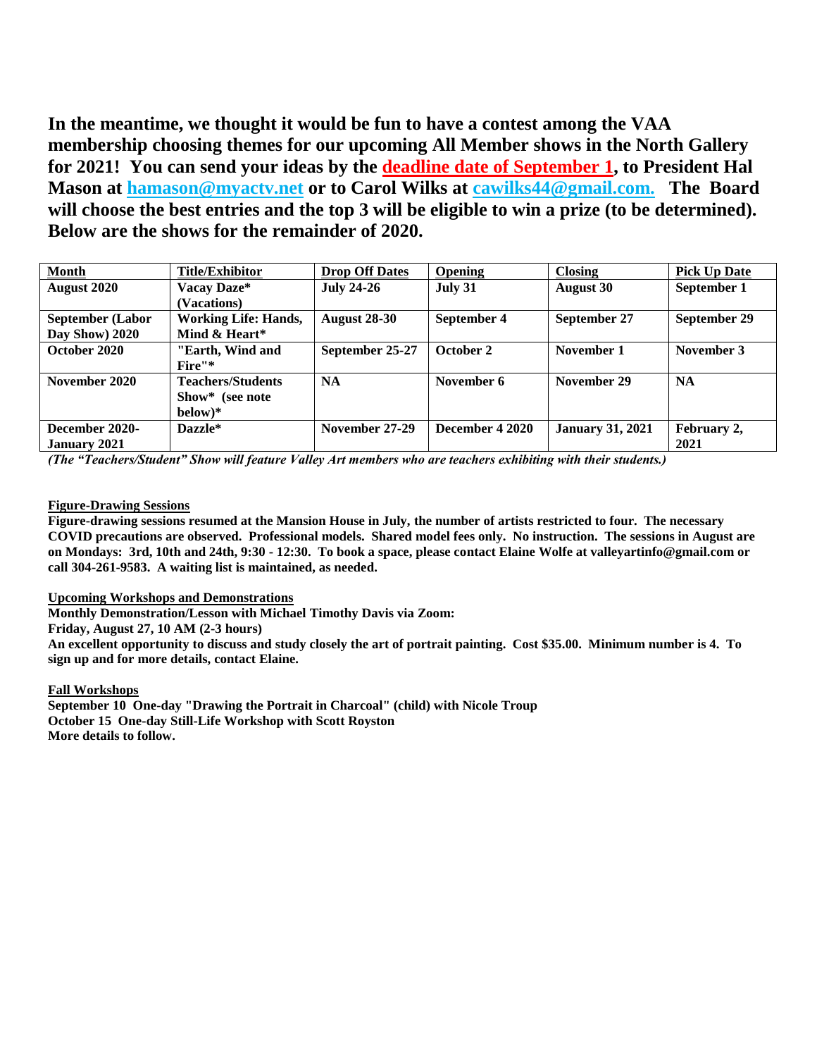**In the meantime, we thought it would be fun to have a contest among the VAA membership choosing themes for our upcoming All Member shows in the North Gallery for 2021! You can send your ideas by the deadline date of September 1, to President Hal Mason at hamason@myactv.net or to Carol Wilks at cawilks44@gmail.com. The Board will choose the best entries and the top 3 will be eligible to win a prize (to be determined). Below are the shows for the remainder of 2020.**

| Month | Title/Exhibitor | Drop Off Dates | Opening | Closing | Pick Up Date |
|---|---|---|---|---|---|
| August 2020 | Vacay Daze* (Vacations) | July 24-26 | July 31 | August 30 | September 1 |
| September (Labor Day Show) 2020 | Working Life: Hands, Mind & Heart* | August 28-30 | September 4 | September 27 | September 29 |
| October 2020 | "Earth, Wind and Fire"* | September 25-27 | October 2 | November 1 | November 3 |
| November 2020 | Teachers/Students Show* (see note below)* | NA | November 6 | November 29 | NA |
| December 2020-January 2021 | Dazzle* | November 27-29 | December 4 2020 | January 31, 2021 | February 2, 2021 |

*(The "Teachers/Student" Show will feature Valley Art members who are teachers exhibiting with their students.)*

**Figure-Drawing Sessions**

**Figure-drawing sessions resumed at the Mansion House in July, the number of artists restricted to four. The necessary COVID precautions are observed. Professional models. Shared model fees only. No instruction. The sessions in August are on Mondays: 3rd, 10th and 24th, 9:30 - 12:30. To book a space, please contact Elaine Wolfe at valleyartinfo@gmail.com or call 304-261-9583. A waiting list is maintained, as needed.**

**Upcoming Workshops and Demonstrations**

**Monthly Demonstration/Lesson with Michael Timothy Davis via Zoom:**
**Friday, August 27, 10 AM (2-3 hours)**
**An excellent opportunity to discuss and study closely the art of portrait painting. Cost $35.00. Minimum number is 4. To sign up and for more details, contact Elaine.**

**Fall Workshops**

**September 10 One-day "Drawing the Portrait in Charcoal" (child) with Nicole Troup**
**October 15 One-day Still-Life Workshop with Scott Royston**
**More details to follow.**